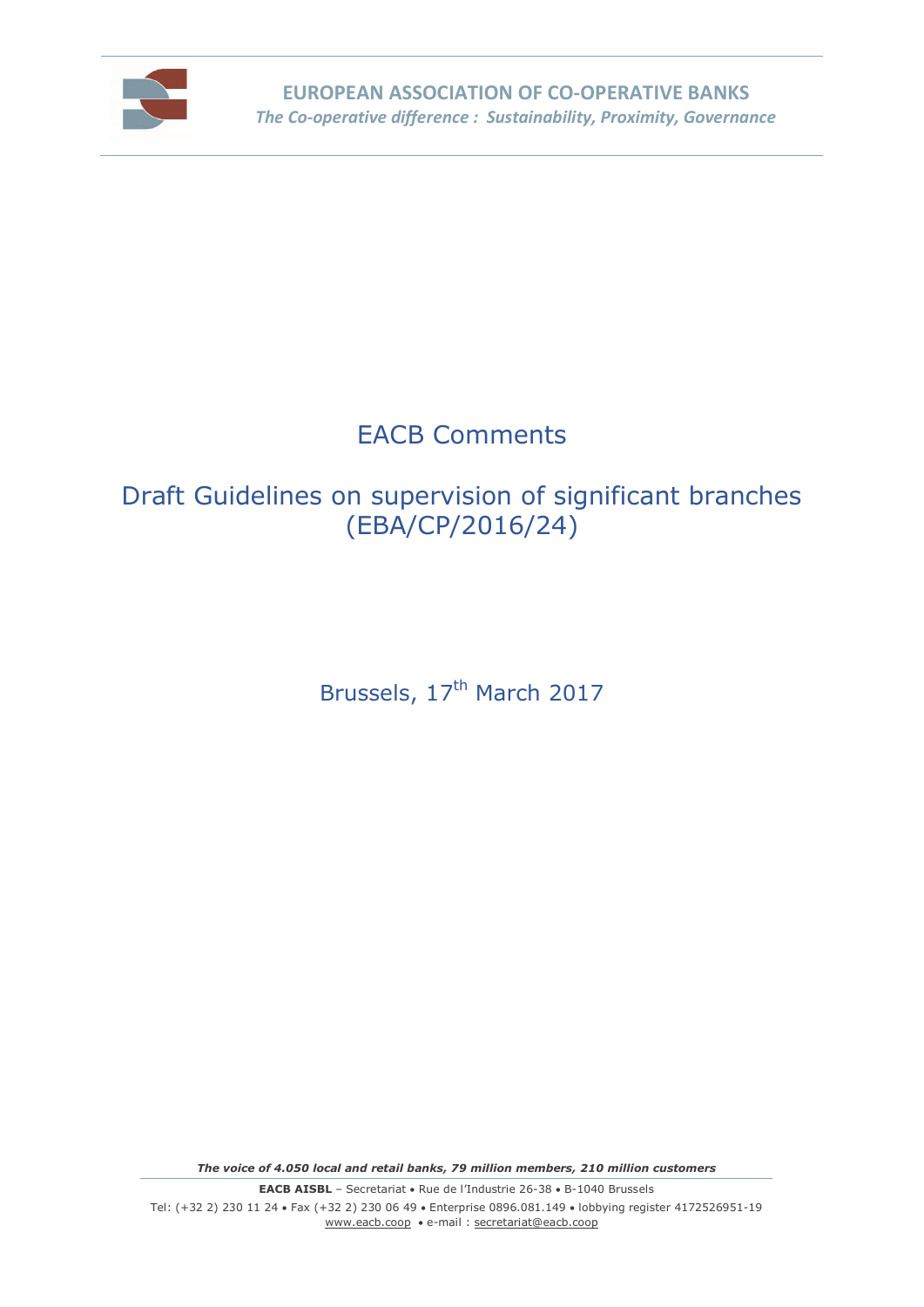**EUROPEAN ASSOCIATION OF CO-OPERATIVE BANKS**
*The Co-operative difference : Sustainability, Proximity, Governance*

# EACB Comments

## Draft Guidelines on supervision of significant branches (EBA/CP/2016/24)

Brussels, 17th March 2017

***The voice of 4.050 local and retail banks, 79 million members, 210 million customers***

**EACB AISBL** – Secretariat • Rue de l'Industrie 26-38 • B-1040 Brussels
Tel: (+32 2) 230 11 24 • Fax (+32 2) 230 06 49 • Enterprise 0896.081.149 • lobbying register 4172526951-19
www.eacb.coop • e-mail : secretariat@eacb.coop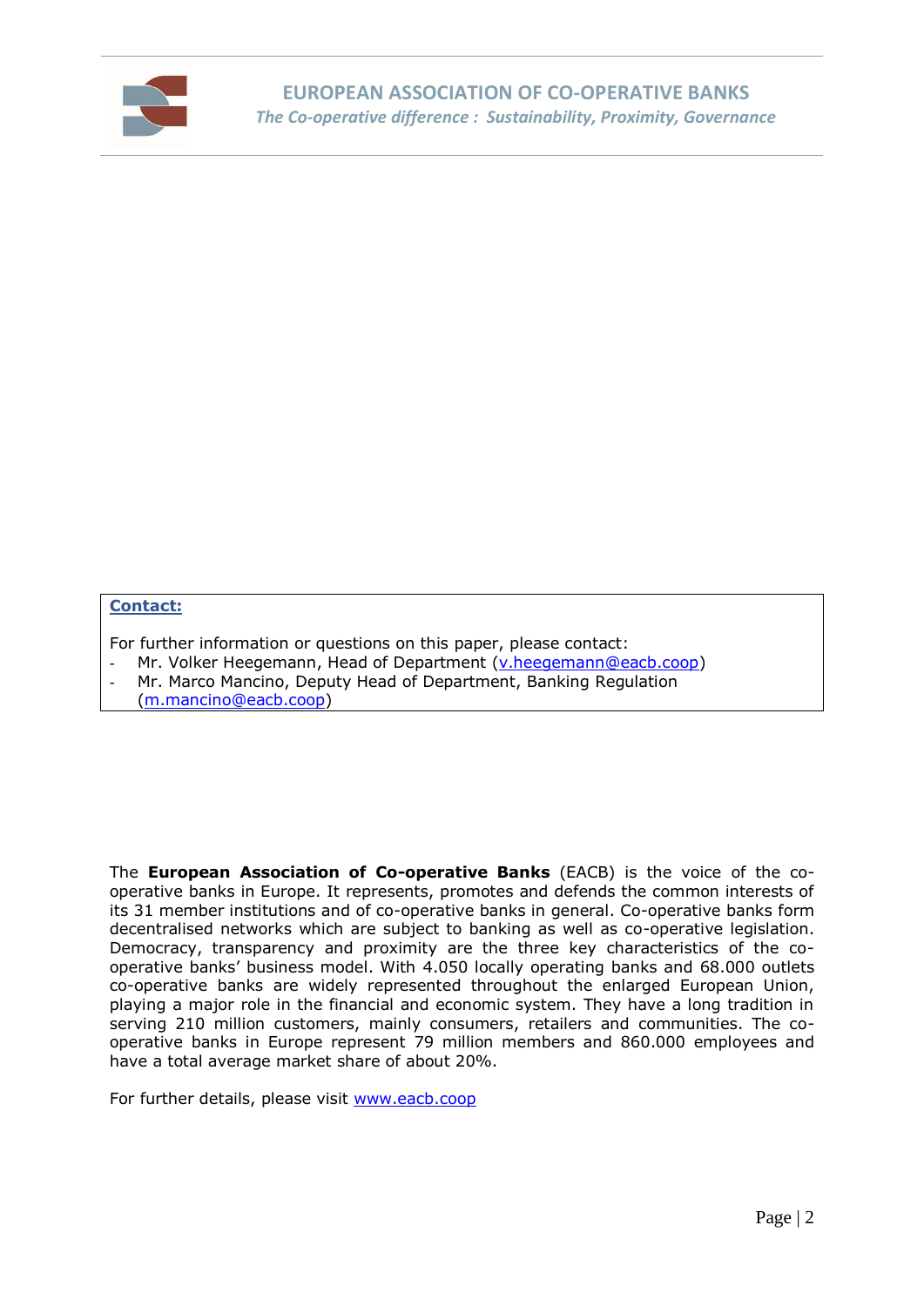**Contact:**

For further information or questions on this paper, please contact:

- Mr. Volker Heegemann, Head of Department (v.heegemann@eacb.coop)
- Mr. Marco Mancino, Deputy Head of Department, Banking Regulation (m.mancino@eacb.coop)

The **European Association of Co-operative Banks** (EACB) is the voice of the co-operative banks in Europe. It represents, promotes and defends the common interests of its 31 member institutions and of co-operative banks in general. Co-operative banks form decentralised networks which are subject to banking as well as co-operative legislation. Democracy, transparency and proximity are the three key characteristics of the co-operative banks' business model. With 4.050 locally operating banks and 68.000 outlets co-operative banks are widely represented throughout the enlarged European Union, playing a major role in the financial and economic system. They have a long tradition in serving 210 million customers, mainly consumers, retailers and communities. The co-operative banks in Europe represent 79 million members and 860.000 employees and have a total average market share of about 20%.

For further details, please visit www.eacb.coop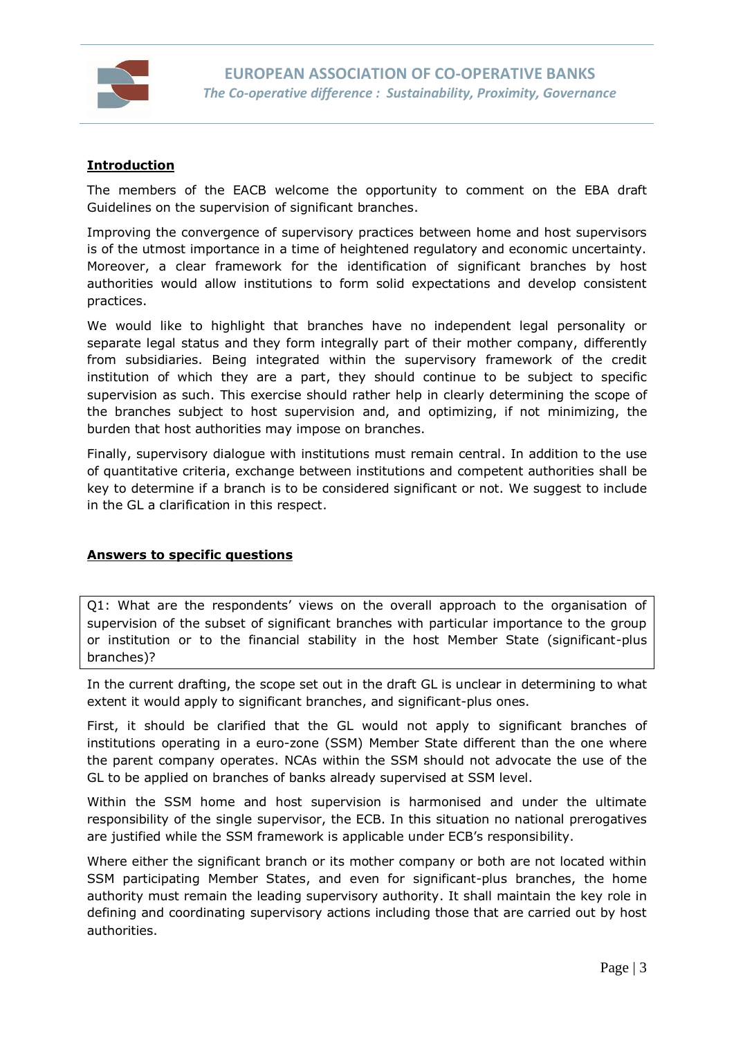## Introduction

The members of the EACB welcome the opportunity to comment on the EBA draft Guidelines on the supervision of significant branches.

Improving the convergence of supervisory practices between home and host supervisors is of the utmost importance in a time of heightened regulatory and economic uncertainty. Moreover, a clear framework for the identification of significant branches by host authorities would allow institutions to form solid expectations and develop consistent practices.

We would like to highlight that branches have no independent legal personality or separate legal status and they form integrally part of their mother company, differently from subsidiaries. Being integrated within the supervisory framework of the credit institution of which they are a part, they should continue to be subject to specific supervision as such. This exercise should rather help in clearly determining the scope of the branches subject to host supervision and, and optimizing, if not minimizing, the burden that host authorities may impose on branches.

Finally, supervisory dialogue with institutions must remain central. In addition to the use of quantitative criteria, exchange between institutions and competent authorities shall be key to determine if a branch is to be considered significant or not. We suggest to include in the GL a clarification in this respect.

## Answers to specific questions

> Q1: What are the respondents' views on the overall approach to the organisation of supervision of the subset of significant branches with particular importance to the group or institution or to the financial stability in the host Member State (significant-plus branches)?

In the current drafting, the scope set out in the draft GL is unclear in determining to what extent it would apply to significant branches, and significant-plus ones.

First, it should be clarified that the GL would not apply to significant branches of institutions operating in a euro-zone (SSM) Member State different than the one where the parent company operates. NCAs within the SSM should not advocate the use of the GL to be applied on branches of banks already supervised at SSM level.

Within the SSM home and host supervision is harmonised and under the ultimate responsibility of the single supervisor, the ECB. In this situation no national prerogatives are justified while the SSM framework is applicable under ECB's responsibility.

Where either the significant branch or its mother company or both are not located within SSM participating Member States, and even for significant-plus branches, the home authority must remain the leading supervisory authority. It shall maintain the key role in defining and coordinating supervisory actions including those that are carried out by host authorities.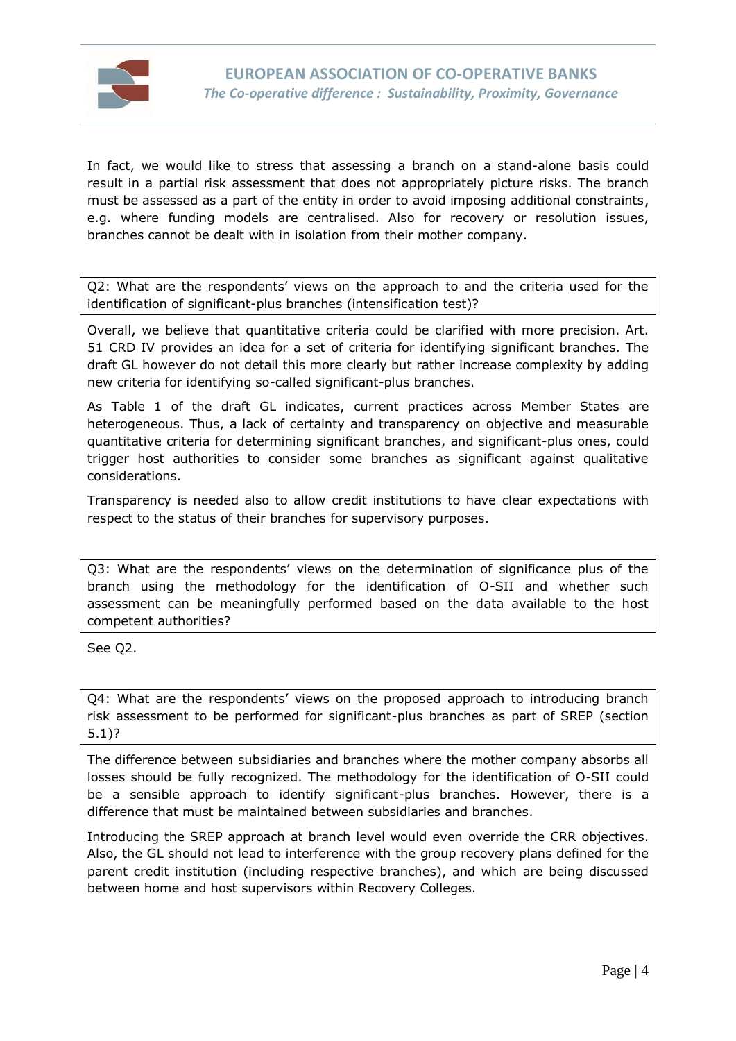In fact, we would like to stress that assessing a branch on a stand-alone basis could result in a partial risk assessment that does not appropriately picture risks. The branch must be assessed as a part of the entity in order to avoid imposing additional constraints, e.g. where funding models are centralised. Also for recovery or resolution issues, branches cannot be dealt with in isolation from their mother company.

**Q2: What are the respondents' views on the approach to and the criteria used for the identification of significant-plus branches (intensification test)?**

Overall, we believe that quantitative criteria could be clarified with more precision. Art. 51 CRD IV provides an idea for a set of criteria for identifying significant branches. The draft GL however do not detail this more clearly but rather increase complexity by adding new criteria for identifying so-called significant-plus branches.

As Table 1 of the draft GL indicates, current practices across Member States are heterogeneous. Thus, a lack of certainty and transparency on objective and measurable quantitative criteria for determining significant branches, and significant-plus ones, could trigger host authorities to consider some branches as significant against qualitative considerations.

Transparency is needed also to allow credit institutions to have clear expectations with respect to the status of their branches for supervisory purposes.

**Q3: What are the respondents' views on the determination of significance plus of the branch using the methodology for the identification of O-SII and whether such assessment can be meaningfully performed based on the data available to the host competent authorities?**

See Q2.

**Q4: What are the respondents' views on the proposed approach to introducing branch risk assessment to be performed for significant-plus branches as part of SREP (section 5.1)?**

The difference between subsidiaries and branches where the mother company absorbs all losses should be fully recognized. The methodology for the identification of O-SII could be a sensible approach to identify significant-plus branches. However, there is a difference that must be maintained between subsidiaries and branches.

Introducing the SREP approach at branch level would even override the CRR objectives. Also, the GL should not lead to interference with the group recovery plans defined for the parent credit institution (including respective branches), and which are being discussed between home and host supervisors within Recovery Colleges.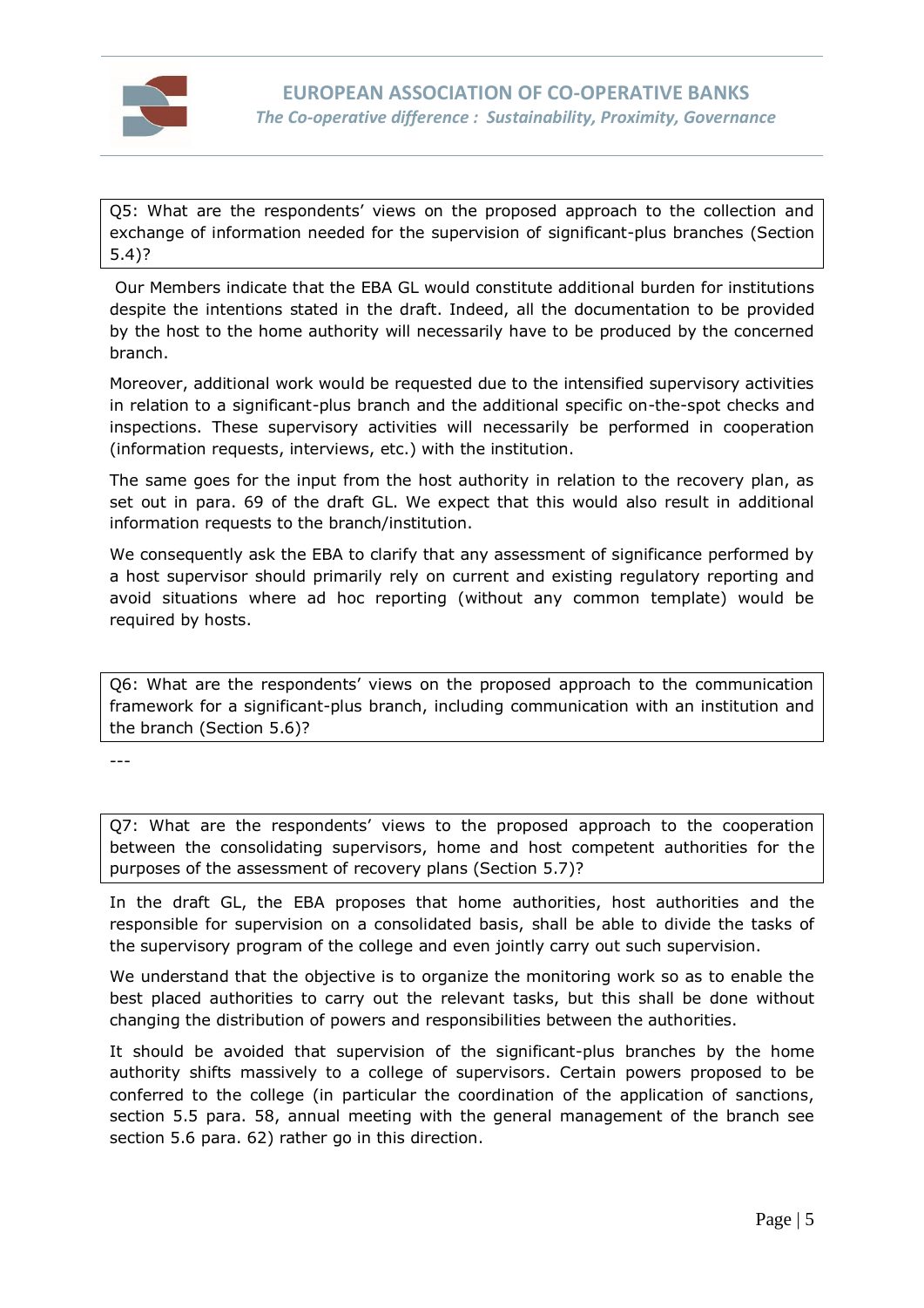Q5: What are the respondents' views on the proposed approach to the collection and exchange of information needed for the supervision of significant-plus branches (Section 5.4)?

Our Members indicate that the EBA GL would constitute additional burden for institutions despite the intentions stated in the draft. Indeed, all the documentation to be provided by the host to the home authority will necessarily have to be produced by the concerned branch.

Moreover, additional work would be requested due to the intensified supervisory activities in relation to a significant-plus branch and the additional specific on-the-spot checks and inspections. These supervisory activities will necessarily be performed in cooperation (information requests, interviews, etc.) with the institution.

The same goes for the input from the host authority in relation to the recovery plan, as set out in para. 69 of the draft GL. We expect that this would also result in additional information requests to the branch/institution.

We consequently ask the EBA to clarify that any assessment of significance performed by a host supervisor should primarily rely on current and existing regulatory reporting and avoid situations where ad hoc reporting (without any common template) would be required by hosts.

Q6: What are the respondents' views on the proposed approach to the communication framework for a significant-plus branch, including communication with an institution and the branch (Section 5.6)?

---

Q7: What are the respondents' views to the proposed approach to the cooperation between the consolidating supervisors, home and host competent authorities for the purposes of the assessment of recovery plans (Section 5.7)?

In the draft GL, the EBA proposes that home authorities, host authorities and the responsible for supervision on a consolidated basis, shall be able to divide the tasks of the supervisory program of the college and even jointly carry out such supervision.

We understand that the objective is to organize the monitoring work so as to enable the best placed authorities to carry out the relevant tasks, but this shall be done without changing the distribution of powers and responsibilities between the authorities.

It should be avoided that supervision of the significant-plus branches by the home authority shifts massively to a college of supervisors. Certain powers proposed to be conferred to the college (in particular the coordination of the application of sanctions, section 5.5 para. 58, annual meeting with the general management of the branch see section 5.6 para. 62) rather go in this direction.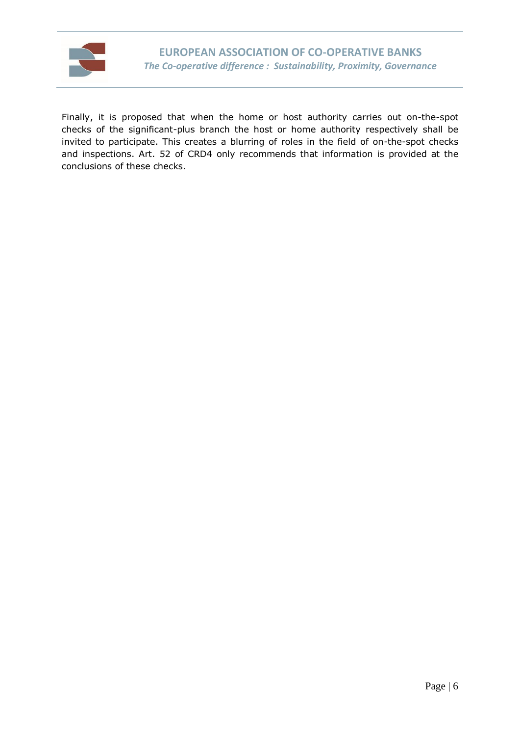Finally, it is proposed that when the home or host authority carries out on-the-spot checks of the significant-plus branch the host or home authority respectively shall be invited to participate. This creates a blurring of roles in the field of on-the-spot checks and inspections. Art. 52 of CRD4 only recommends that information is provided at the conclusions of these checks.